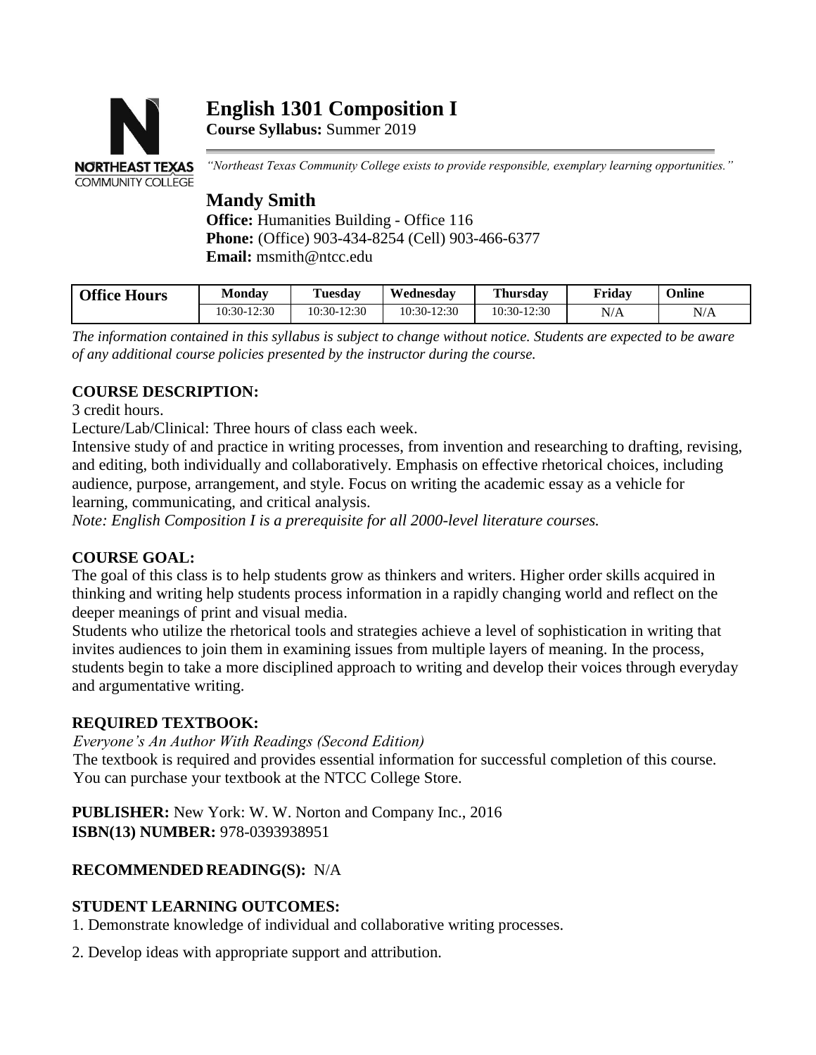# English 1301 Composition I

**Course Syllabus:** Summer 2019

*"Northeast Texas Community College exists to provide responsible, exemplary learning opportunities."*

## Mandy Smith

**Office:** Humanities Building - Office 116
**Phone:** (Office) 903-434-8254 (Cell) 903-466-6377
**Email:** msmith@ntcc.edu

| Office Hours | Monday | Tuesday | Wednesday | Thursday | Friday | Online |
|---|---|---|---|---|---|---|
| | 10:30-12:30 | 10:30-12:30 | 10:30-12:30 | 10:30-12:30 | N/A | N/A |

*The information contained in this syllabus is subject to change without notice. Students are expected to be aware of any additional course policies presented by the instructor during the course.*

### COURSE DESCRIPTION:

3 credit hours.

Lecture/Lab/Clinical: Three hours of class each week.

Intensive study of and practice in writing processes, from invention and researching to drafting, revising, and editing, both individually and collaboratively. Emphasis on effective rhetorical choices, including audience, purpose, arrangement, and style. Focus on writing the academic essay as a vehicle for learning, communicating, and critical analysis.

*Note: English Composition I is a prerequisite for all 2000-level literature courses.*

### COURSE GOAL:

The goal of this class is to help students grow as thinkers and writers. Higher order skills acquired in thinking and writing help students process information in a rapidly changing world and reflect on the deeper meanings of print and visual media.

Students who utilize the rhetorical tools and strategies achieve a level of sophistication in writing that invites audiences to join them in examining issues from multiple layers of meaning. In the process, students begin to take a more disciplined approach to writing and develop their voices through everyday and argumentative writing.

### REQUIRED TEXTBOOK:

*Everyone's An Author With Readings (Second Edition)*

The textbook is required and provides essential information for successful completion of this course. You can purchase your textbook at the NTCC College Store.

**PUBLISHER:** New York: W. W. Norton and Company Inc., 2016
**ISBN(13) NUMBER:** 978-0393938951

**RECOMMENDED READING(S):** N/A

### STUDENT LEARNING OUTCOMES:

1. Demonstrate knowledge of individual and collaborative writing processes.

2. Develop ideas with appropriate support and attribution.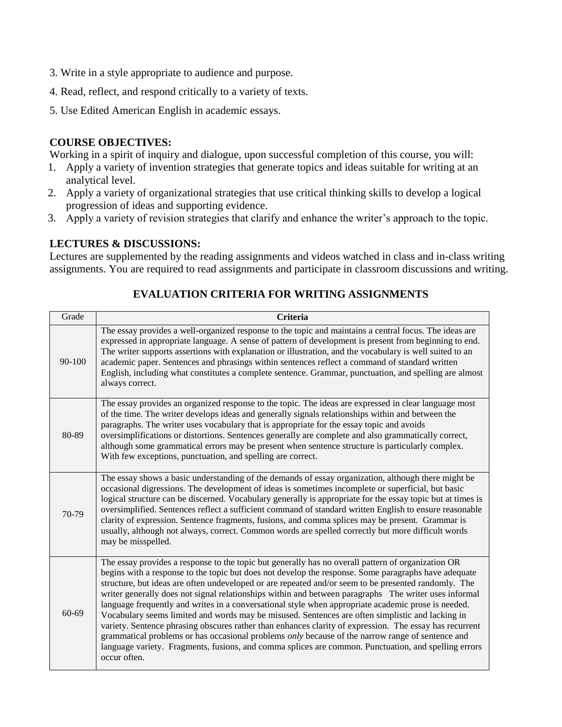3. Write in a style appropriate to audience and purpose.

4. Read, reflect, and respond critically to a variety of texts.

5. Use Edited American English in academic essays.

**COURSE OBJECTIVES:**

Working in a spirit of inquiry and dialogue, upon successful completion of this course, you will:

1. Apply a variety of invention strategies that generate topics and ideas suitable for writing at an analytical level.
2. Apply a variety of organizational strategies that use critical thinking skills to develop a logical progression of ideas and supporting evidence.
3. Apply a variety of revision strategies that clarify and enhance the writer's approach to the topic.

**LECTURES & DISCUSSIONS:**

Lectures are supplemented by the reading assignments and videos watched in class and in-class writing assignments. You are required to read assignments and participate in classroom discussions and writing.

**EVALUATION CRITERIA FOR WRITING ASSIGNMENTS**

| Grade | **Criteria** |
|---|---|
| 90-100 | The essay provides a well-organized response to the topic and maintains a central focus. The ideas are expressed in appropriate language. A sense of pattern of development is present from beginning to end. The writer supports assertions with explanation or illustration, and the vocabulary is well suited to an academic paper. Sentences and phrasings within sentences reflect a command of standard written English, including what constitutes a complete sentence. Grammar, punctuation, and spelling are almost always correct. |
| 80-89 | The essay provides an organized response to the topic. The ideas are expressed in clear language most of the time. The writer develops ideas and generally signals relationships within and between the paragraphs. The writer uses vocabulary that is appropriate for the essay topic and avoids oversimplifications or distortions. Sentences generally are complete and also grammatically correct, although some grammatical errors may be present when sentence structure is particularly complex. With few exceptions, punctuation, and spelling are correct. |
| 70-79 | The essay shows a basic understanding of the demands of essay organization, although there might be occasional digressions. The development of ideas is sometimes incomplete or superficial, but basic logical structure can be discerned. Vocabulary generally is appropriate for the essay topic but at times is oversimplified. Sentences reflect a sufficient command of standard written English to ensure reasonable clarity of expression. Sentence fragments, fusions, and comma splices may be present. Grammar is usually, although not always, correct. Common words are spelled correctly but more difficult words may be misspelled. |
| 60-69 | The essay provides a response to the topic but generally has no overall pattern of organization OR begins with a response to the topic but does not develop the response. Some paragraphs have adequate structure, but ideas are often undeveloped or are repeated and/or seem to be presented randomly. The writer generally does not signal relationships within and between paragraphs The writer uses informal language frequently and writes in a conversational style when appropriate academic prose is needed. Vocabulary seems limited and words may be misused. Sentences are often simplistic and lacking in variety. Sentence phrasing obscures rather than enhances clarity of expression. The essay has recurrent grammatical problems or has occasional problems *only* because of the narrow range of sentence and language variety. Fragments, fusions, and comma splices are common. Punctuation, and spelling errors occur often. |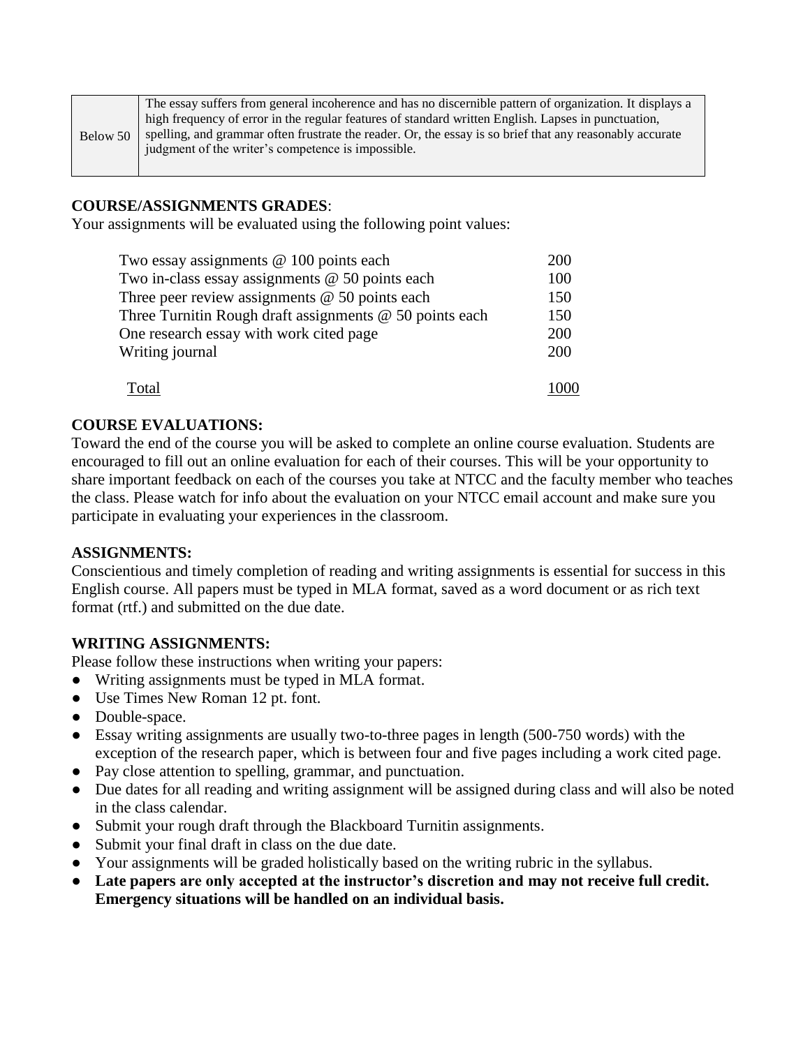| Below 50 | The essay suffers from general incoherence and has no discernible pattern of organization. It displays a high frequency of error in the regular features of standard written English. Lapses in punctuation, spelling, and grammar often frustrate the reader. Or, the essay is so brief that any reasonably accurate judgment of the writer's competence is impossible. |
|---|---|

**COURSE/ASSIGNMENTS GRADES**:

Your assignments will be evaluated using the following point values:

| | |
|---|---|
| Two essay assignments @ 100 points each | 200 |
| Two in-class essay assignments @ 50 points each | 100 |
| Three peer review assignments @ 50 points each | 150 |
| Three Turnitin Rough draft assignments @ 50 points each | 150 |
| One research essay with work cited page | 200 |
| Writing journal | 200 |
| Total | 1000 |

**COURSE EVALUATIONS:**

Toward the end of the course you will be asked to complete an online course evaluation. Students are encouraged to fill out an online evaluation for each of their courses. This will be your opportunity to share important feedback on each of the courses you take at NTCC and the faculty member who teaches the class. Please watch for info about the evaluation on your NTCC email account and make sure you participate in evaluating your experiences in the classroom.

**ASSIGNMENTS:**

Conscientious and timely completion of reading and writing assignments is essential for success in this English course. All papers must be typed in MLA format, saved as a word document or as rich text format (rtf.) and submitted on the due date.

**WRITING ASSIGNMENTS:**

Please follow these instructions when writing your papers:

- Writing assignments must be typed in MLA format.
- Use Times New Roman 12 pt. font.
- Double-space.
- Essay writing assignments are usually two-to-three pages in length (500-750 words) with the exception of the research paper, which is between four and five pages including a work cited page.
- Pay close attention to spelling, grammar, and punctuation.
- Due dates for all reading and writing assignment will be assigned during class and will also be noted in the class calendar.
- Submit your rough draft through the Blackboard Turnitin assignments.
- Submit your final draft in class on the due date.
- Your assignments will be graded holistically based on the writing rubric in the syllabus.
- **Late papers are only accepted at the instructor's discretion and may not receive full credit. Emergency situations will be handled on an individual basis.**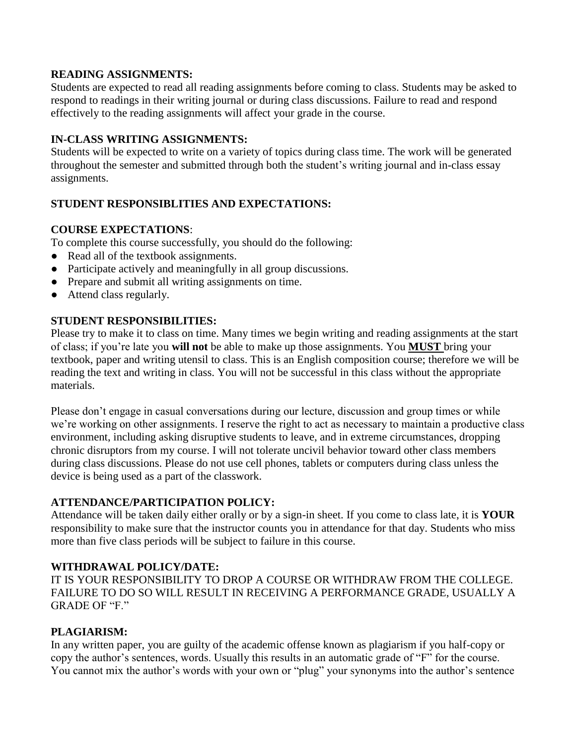**READING ASSIGNMENTS:**
Students are expected to read all reading assignments before coming to class. Students may be asked to respond to readings in their writing journal or during class discussions. Failure to read and respond effectively to the reading assignments will affect your grade in the course.

**IN-CLASS WRITING ASSIGNMENTS:**
Students will be expected to write on a variety of topics during class time. The work will be generated throughout the semester and submitted through both the student's writing journal and in-class essay assignments.

**STUDENT RESPONSIBLITIES AND EXPECTATIONS:**

**COURSE EXPECTATIONS**:
To complete this course successfully, you should do the following:

- Read all of the textbook assignments.
- Participate actively and meaningfully in all group discussions.
- Prepare and submit all writing assignments on time.
- Attend class regularly.

**STUDENT RESPONSIBILITIES:**
Please try to make it to class on time. Many times we begin writing and reading assignments at the start of class; if you're late you **will not** be able to make up those assignments. You **MUST** bring your textbook, paper and writing utensil to class. This is an English composition course; therefore we will be reading the text and writing in class. You will not be successful in this class without the appropriate materials.

Please don't engage in casual conversations during our lecture, discussion and group times or while we're working on other assignments. I reserve the right to act as necessary to maintain a productive class environment, including asking disruptive students to leave, and in extreme circumstances, dropping chronic disruptors from my course. I will not tolerate uncivil behavior toward other class members during class discussions. Please do not use cell phones, tablets or computers during class unless the device is being used as a part of the classwork.

**ATTENDANCE/PARTICIPATION POLICY:**
Attendance will be taken daily either orally or by a sign-in sheet. If you come to class late, it is **YOUR** responsibility to make sure that the instructor counts you in attendance for that day. Students who miss more than five class periods will be subject to failure in this course.

**WITHDRAWAL POLICY/DATE:**
IT IS YOUR RESPONSIBILITY TO DROP A COURSE OR WITHDRAW FROM THE COLLEGE. FAILURE TO DO SO WILL RESULT IN RECEIVING A PERFORMANCE GRADE, USUALLY A GRADE OF "F."

**PLAGIARISM:**
In any written paper, you are guilty of the academic offense known as plagiarism if you half-copy or copy the author's sentences, words. Usually this results in an automatic grade of "F" for the course. You cannot mix the author's words with your own or "plug" your synonyms into the author's sentence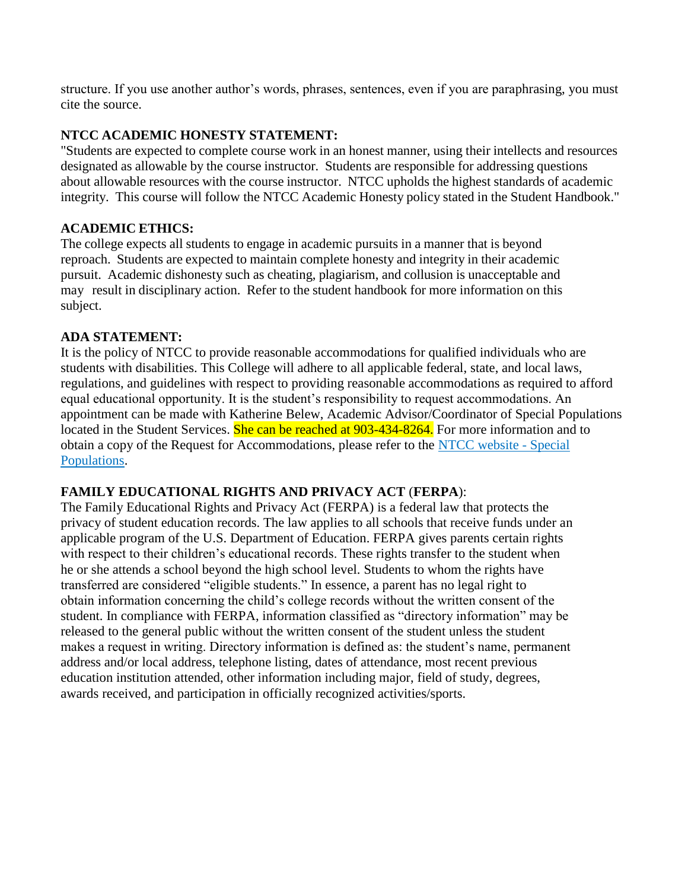structure. If you use another author's words, phrases, sentences, even if you are paraphrasing, you must cite the source.

**NTCC ACADEMIC HONESTY STATEMENT:**

"Students are expected to complete course work in an honest manner, using their intellects and resources designated as allowable by the course instructor. Students are responsible for addressing questions about allowable resources with the course instructor. NTCC upholds the highest standards of academic integrity. This course will follow the NTCC Academic Honesty policy stated in the Student Handbook."

**ACADEMIC ETHICS:**

The college expects all students to engage in academic pursuits in a manner that is beyond reproach. Students are expected to maintain complete honesty and integrity in their academic pursuit. Academic dishonesty such as cheating, plagiarism, and collusion is unacceptable and may result in disciplinary action. Refer to the student handbook for more information on this subject.

**ADA STATEMENT:**

It is the policy of NTCC to provide reasonable accommodations for qualified individuals who are students with disabilities. This College will adhere to all applicable federal, state, and local laws, regulations, and guidelines with respect to providing reasonable accommodations as required to afford equal educational opportunity. It is the student's responsibility to request accommodations. An appointment can be made with Katherine Belew, Academic Advisor/Coordinator of Special Populations located in the Student Services. She can be reached at 903-434-8264. For more information and to obtain a copy of the Request for Accommodations, please refer to the NTCC website - Special Populations.

**FAMILY EDUCATIONAL RIGHTS AND PRIVACY ACT (FERPA):**

The Family Educational Rights and Privacy Act (FERPA) is a federal law that protects the privacy of student education records. The law applies to all schools that receive funds under an applicable program of the U.S. Department of Education. FERPA gives parents certain rights with respect to their children's educational records. These rights transfer to the student when he or she attends a school beyond the high school level. Students to whom the rights have transferred are considered "eligible students." In essence, a parent has no legal right to obtain information concerning the child's college records without the written consent of the student. In compliance with FERPA, information classified as "directory information" may be released to the general public without the written consent of the student unless the student makes a request in writing. Directory information is defined as: the student's name, permanent address and/or local address, telephone listing, dates of attendance, most recent previous education institution attended, other information including major, field of study, degrees, awards received, and participation in officially recognized activities/sports.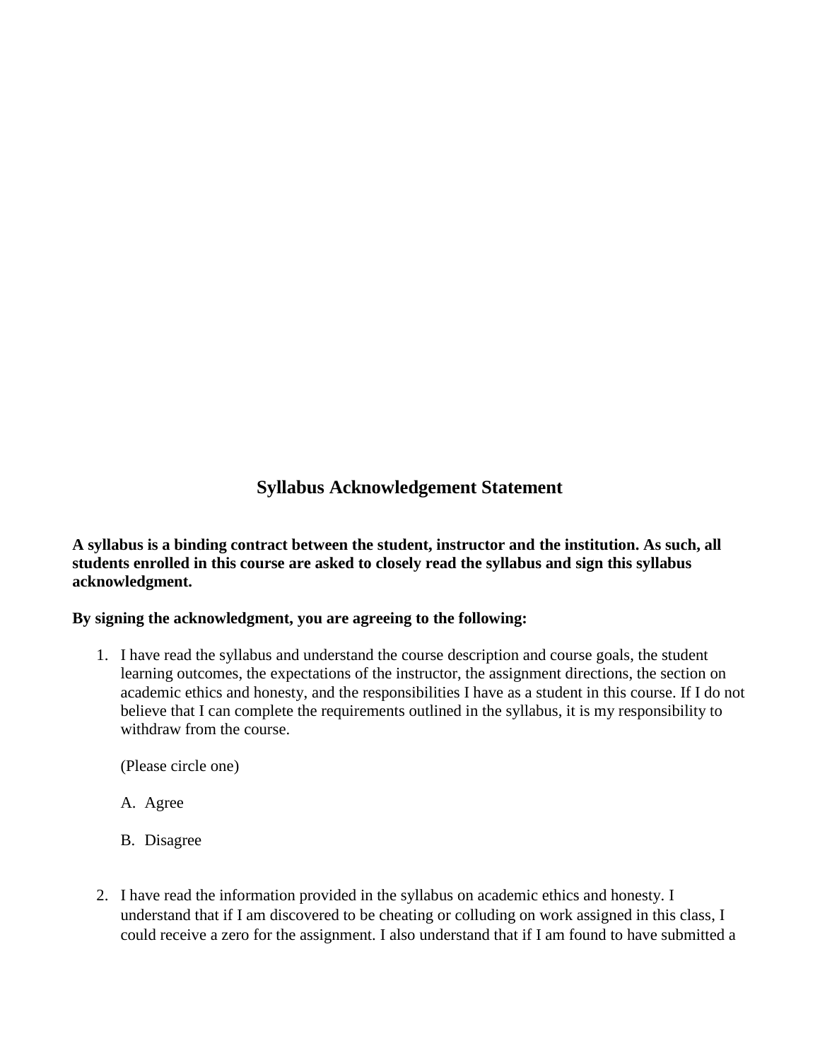## Syllabus Acknowledgement Statement

**A syllabus is a binding contract between the student, instructor and the institution. As such, all students enrolled in this course are asked to closely read the syllabus and sign this syllabus acknowledgment.**

**By signing the acknowledgment, you are agreeing to the following:**

1. I have read the syllabus and understand the course description and course goals, the student learning outcomes, the expectations of the instructor, the assignment directions, the section on academic ethics and honesty, and the responsibilities I have as a student in this course. If I do not believe that I can complete the requirements outlined in the syllabus, it is my responsibility to withdraw from the course.

   (Please circle one)

   A. Agree

   B. Disagree

2. I have read the information provided in the syllabus on academic ethics and honesty. I understand that if I am discovered to be cheating or colluding on work assigned in this class, I could receive a zero for the assignment. I also understand that if I am found to have submitted a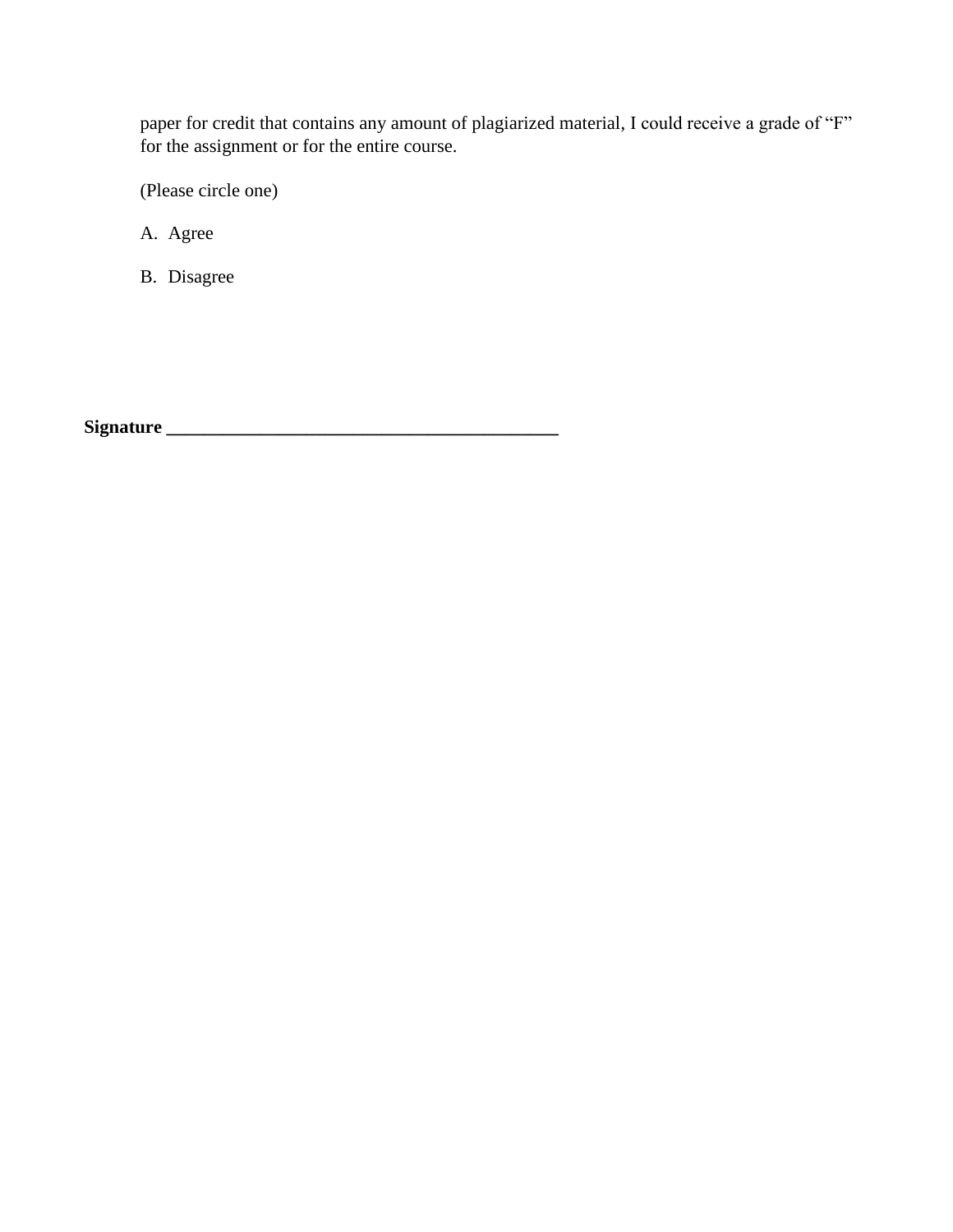paper for credit that contains any amount of plagiarized material, I could receive a grade of “F” for the assignment or for the entire course.

(Please circle one)

A. Agree

B. Disagree

**Signature \_\_\_\_\_\_\_\_\_\_\_\_\_\_\_\_\_\_\_\_\_\_\_\_\_\_\_\_\_\_\_\_\_\_\_\_\_\_\_\_\_\_\_\_\_**